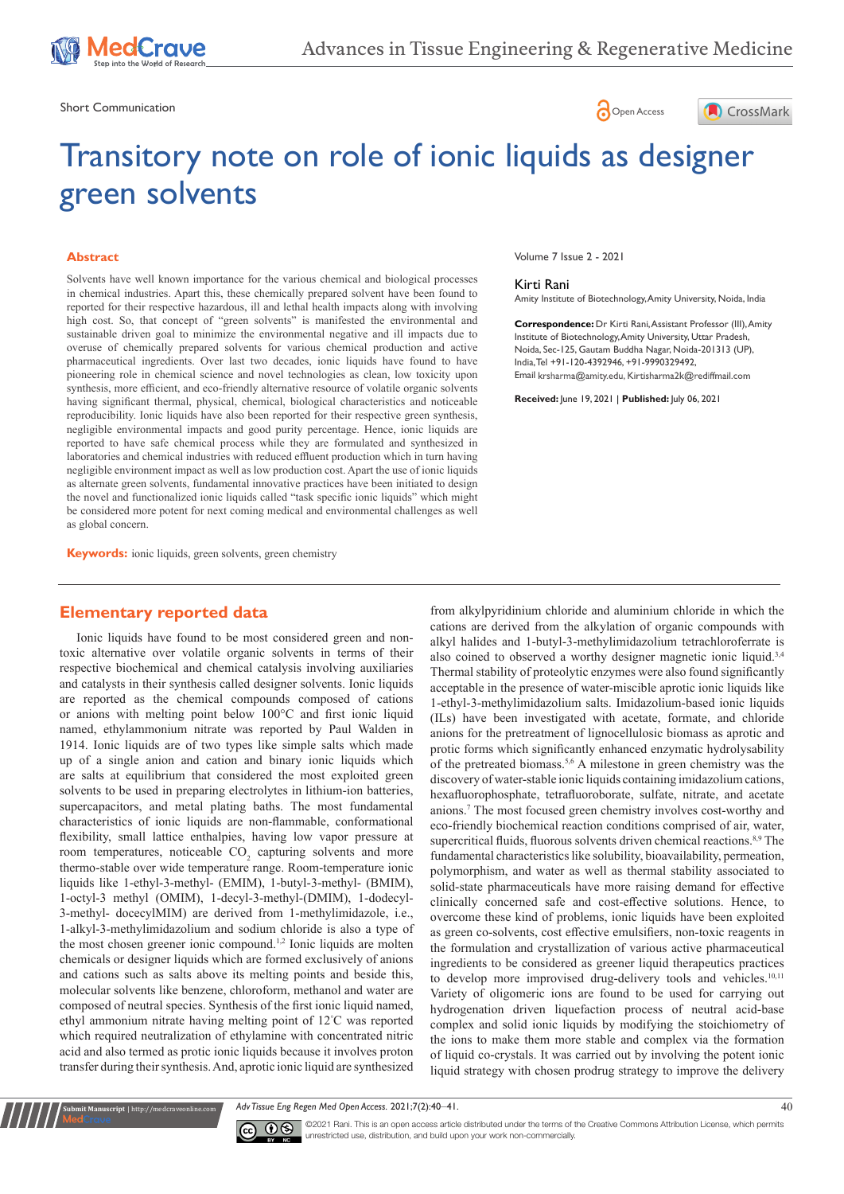Short Communication

# Transitory note on role of ionic liquids as designer green solvents

## Abstract

Solvents have well known importance for the various chemical and biological processes in chemical industries. Apart this, these chemically prepared solvent have been found to reported for their respective hazardous, ill and lethal health impacts along with involving high cost. So, that concept of "green solvents" is manifested the environmental and sustainable driven goal to minimize the environmental negative and ill impacts due to overuse of chemically prepared solvents for various chemical production and active pharmaceutical ingredients. Over last two decades, ionic liquids have found to have pioneering role in chemical science and novel technologies as clean, low toxicity upon synthesis, more efficient, and eco-friendly alternative resource of volatile organic solvents having significant thermal, physical, chemical, biological characteristics and noticeable reproducibility. Ionic liquids have also been reported for their respective green synthesis, negligible environmental impacts and good purity percentage. Hence, ionic liquids are reported to have safe chemical process while they are formulated and synthesized in laboratories and chemical industries with reduced effluent production which in turn having negligible environment impact as well as low production cost. Apart the use of ionic liquids as alternate green solvents, fundamental innovative practices have been initiated to design the novel and functionalized ionic liquids called "task specific ionic liquids" which might be considered more potent for next coming medical and environmental challenges as well as global concern.

**Keywords:** ionic liquids, green solvents, green chemistry

Volume 7 Issue 2 - 2021

Kirti Rani

Amity Institute of Biotechnology, Amity University, Noida, India

**Correspondence:** Dr Kirti Rani, Assistant Professor (III), Amity Institute of Biotechnology, Amity University, Uttar Pradesh, Noida, Sec-125, Gautam Buddha Nagar, Noida-201313 (UP), India, Tel +91-120-4392946, +91-9990329492, Email krsharma@amity.edu, Kirtisharma2k@rediffmail.com

**Received:** June 19, 2021 | **Published:** July 06, 2021

## Elementary reported data

Ionic liquids have found to be most considered green and non-toxic alternative over volatile organic solvents in terms of their respective biochemical and chemical catalysis involving auxiliaries and catalysts in their synthesis called designer solvents. Ionic liquids are reported as the chemical compounds composed of cations or anions with melting point below 100°C and first ionic liquid named, ethylammonium nitrate was reported by Paul Walden in 1914. Ionic liquids are of two types like simple salts which made up of a single anion and cation and binary ionic liquids which are salts at equilibrium that considered the most exploited green solvents to be used in preparing electrolytes in lithium-ion batteries, supercapacitors, and metal plating baths. The most fundamental characteristics of ionic liquids are non-flammable, conformational flexibility, small lattice enthalpies, having low vapor pressure at room temperatures, noticeable $CO_2$ capturing solvents and more thermo-stable over wide temperature range. Room-temperature ionic liquids like 1-ethyl-3-methyl- (EMIM), 1-butyl-3-methyl- (BMIM), 1-octyl-3 methyl (OMIM), 1-decyl-3-methyl-(DMIM), 1-dodecyl-3-methyl- docecylMIM) are derived from 1-methylimidazole, i.e., 1-alkyl-3-methylimidazolium and sodium chloride is also a type of the most chosen greener ionic compound.[1,2] Ionic liquids are molten chemicals or designer liquids which are formed exclusively of anions and cations such as salts above its melting points and beside this, molecular solvents like benzene, chloroform, methanol and water are composed of neutral species. Synthesis of the first ionic liquid named, ethyl ammonium nitrate having melting point of 12°C was reported which required neutralization of ethylamine with concentrated nitric acid and also termed as protic ionic liquids because it involves proton transfer during their synthesis. And, aprotic ionic liquid are synthesized from alkylpyridinium chloride and aluminium chloride in which the cations are derived from the alkylation of organic compounds with alkyl halides and 1-butyl-3-methylimidazolium tetrachloroferrate is also coined to observed a worthy designer magnetic ionic liquid.[3,4] Thermal stability of proteolytic enzymes were also found significantly acceptable in the presence of water-miscible aprotic ionic liquids like 1-ethyl-3-methylimidazolium salts. Imidazolium-based ionic liquids (ILs) have been investigated with acetate, formate, and chloride anions for the pretreatment of lignocellulosic biomass as aprotic and protic forms which significantly enhanced enzymatic hydrolysability of the pretreated biomass.[5,6] A milestone in green chemistry was the discovery of water-stable ionic liquids containing imidazolium cations, hexafluorophosphate, tetrafluoroborate, sulfate, nitrate, and acetate anions.[7] The most focused green chemistry involves cost-worthy and eco-friendly biochemical reaction conditions comprised of air, water, supercritical fluids, fluorous solvents driven chemical reactions.[8,9] The fundamental characteristics like solubility, bioavailability, permeation, polymorphism, and water as well as thermal stability associated to solid-state pharmaceuticals have more raising demand for effective clinically concerned safe and cost-effective solutions. Hence, to overcome these kind of problems, ionic liquids have been exploited as green co-solvents, cost effective emulsifiers, non-toxic reagents in the formulation and crystallization of various active pharmaceutical ingredients to be considered as greener liquid therapeutics practices to develop more improvised drug-delivery tools and vehicles.[10,11] Variety of oligomeric ions are found to be used for carrying out hydrogenation driven liquefaction process of neutral acid-base complex and solid ionic liquids by modifying the stoichiometry of the ions to make them more stable and complex via the formation of liquid co-crystals. It was carried out by involving the potent ionic liquid strategy with chosen prodrug strategy to improve the delivery

©2021 Rani. This is an open access article distributed under the terms of the Creative Commons Attribution License, which permits unrestricted use, distribution, and build upon your work non-commercially.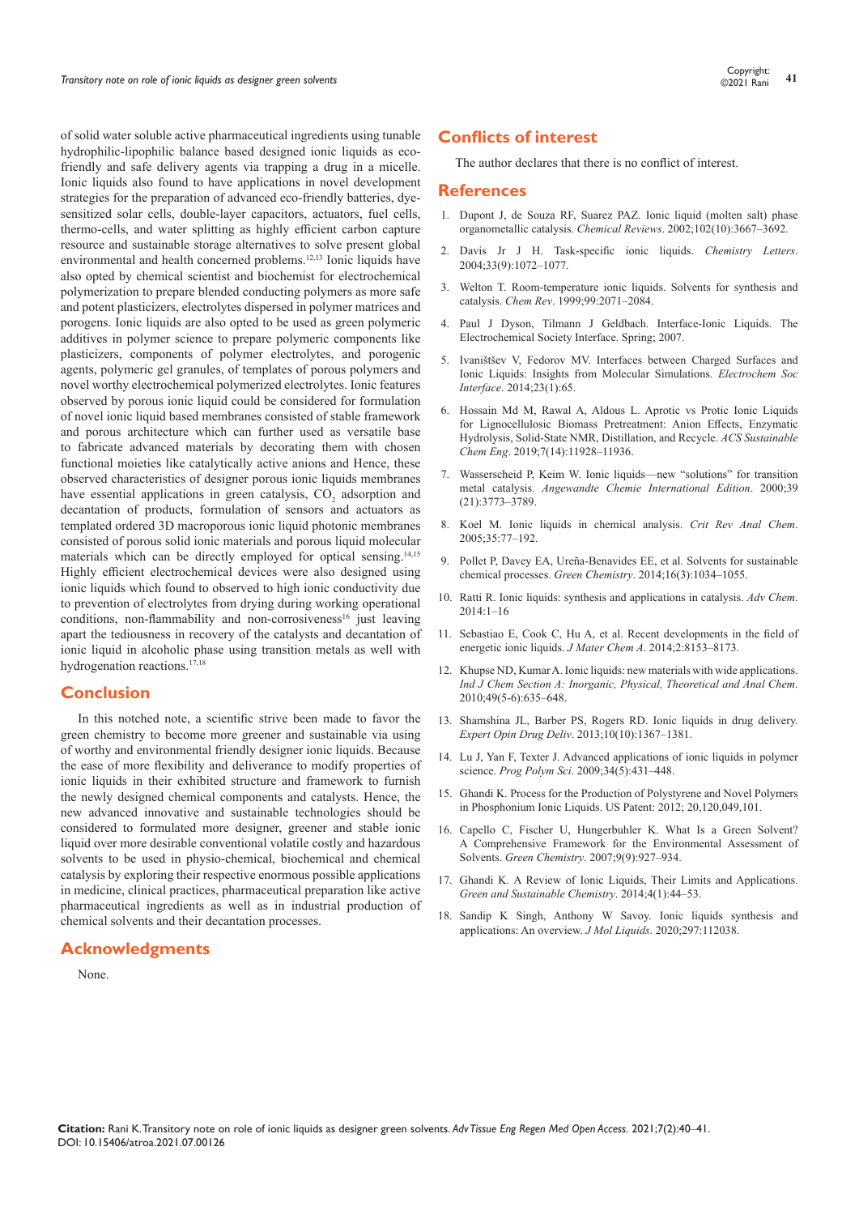of solid water soluble active pharmaceutical ingredients using tunable hydrophilic-lipophilic balance based designed ionic liquids as eco-friendly and safe delivery agents via trapping a drug in a micelle. Ionic liquids also found to have applications in novel development strategies for the preparation of advanced eco-friendly batteries, dye-sensitized solar cells, double-layer capacitors, actuators, fuel cells, thermo-cells, and water splitting as highly efficient carbon capture resource and sustainable storage alternatives to solve present global environmental and health concerned problems.[12,13] Ionic liquids have also opted by chemical scientist and biochemist for electrochemical polymerization to prepare blended conducting polymers as more safe and potent plasticizers, electrolytes dispersed in polymer matrices and porogens. Ionic liquids are also opted to be used as green polymeric additives in polymer science to prepare polymeric components like plasticizers, components of polymer electrolytes, and porogenic agents, polymeric gel granules, of templates of porous polymers and novel worthy electrochemical polymerized electrolytes. Ionic features observed by porous ionic liquid could be considered for formulation of novel ionic liquid based membranes consisted of stable framework and porous architecture which can further used as versatile base to fabricate advanced materials by decorating them with chosen functional moieties like catalytically active anions and Hence, these observed characteristics of designer porous ionic liquids membranes have essential applications in green catalysis, $CO_2$ adsorption and decantation of products, formulation of sensors and actuators as templated ordered 3D macroporous ionic liquid photonic membranes consisted of porous solid ionic materials and porous liquid molecular materials which can be directly employed for optical sensing.[14,15] Highly efficient electrochemical devices were also designed using ionic liquids which found to observed to high ionic conductivity due to prevention of electrolytes from drying during working operational conditions, non-flammability and non-corrosiveness[16] just leaving apart the tediousness in recovery of the catalysts and decantation of ionic liquid in alcoholic phase using transition metals as well with hydrogenation reactions.[17,18]

## Conclusion

In this notched note, a scientific strive been made to favor the green chemistry to become more greener and sustainable via using of worthy and environmental friendly designer ionic liquids. Because the ease of more flexibility and deliverance to modify properties of ionic liquids in their exhibited structure and framework to furnish the newly designed chemical components and catalysts. Hence, the new advanced innovative and sustainable technologies should be considered to formulated more designer, greener and stable ionic liquid over more desirable conventional volatile costly and hazardous solvents to be used in physio-chemical, biochemical and chemical catalysis by exploring their respective enormous possible applications in medicine, clinical practices, pharmaceutical preparation like active pharmaceutical ingredients as well as in industrial production of chemical solvents and their decantation processes.

## Acknowledgments

None.

## Conflicts of interest

The author declares that there is no conflict of interest.

## References

1. Dupont J, de Souza RF, Suarez PAZ. Ionic liquid (molten salt) phase organometallic catalysis. *Chemical Reviews*. 2002;102(10):3667–3692.
2. Davis Jr J H. Task-specific ionic liquids. *Chemistry Letters*. 2004;33(9):1072–1077.
3. Welton T. Room-temperature ionic liquids. Solvents for synthesis and catalysis. *Chem Rev*. 1999;99:2071–2084.
4. Paul J Dyson, Tilmann J Geldbach. Interface-Ionic Liquids. The Electrochemical Society Interface. Spring; 2007.
5. Ivaništšev V, Fedorov MV. Interfaces between Charged Surfaces and Ionic Liquids: Insights from Molecular Simulations. *Electrochem Soc Interface*. 2014;23(1):65.
6. Hossain Md M, Rawal A, Aldous L. Aprotic vs Protic Ionic Liquids for Lignocellulosic Biomass Pretreatment: Anion Effects, Enzymatic Hydrolysis, Solid-State NMR, Distillation, and Recycle. *ACS Sustainable Chem Eng*. 2019;7(14):11928–11936.
7. Wasserscheid P, Keim W. Ionic liquids—new "solutions" for transition metal catalysis. *Angewandte Chemie International Edition*. 2000;39 (21):3773–3789.
8. Koel M. Ionic liquids in chemical analysis. *Crit Rev Anal Chem*. 2005;35:77–192.
9. Pollet P, Davey EA, Ureña-Benavides EE, et al. Solvents for sustainable chemical processes. *Green Chemistry*. 2014;16(3):1034–1055.
10. Ratti R. Ionic liquids: synthesis and applications in catalysis. *Adv Chem*. 2014:1–16
11. Sebastiao E, Cook C, Hu A, et al. Recent developments in the field of energetic ionic liquids. *J Mater Chem A*. 2014;2:8153–8173.
12. Khupse ND, Kumar A. Ionic liquids: new materials with wide applications. *Ind J Chem Section A: Inorganic, Physical, Theoretical and Anal Chem*. 2010;49(5-6):635–648.
13. Shamshina JL, Barber PS, Rogers RD. Ionic liquids in drug delivery. *Expert Opin Drug Deliv*. 2013;10(10):1367–1381.
14. Lu J, Yan F, Texter J. Advanced applications of ionic liquids in polymer science. *Prog Polym Sci*. 2009;34(5):431–448.
15. Ghandi K. Process for the Production of Polystyrene and Novel Polymers in Phosphonium Ionic Liquids. US Patent: 2012; 20,120,049,101.
16. Capello C, Fischer U, Hungerbuhler K. What Is a Green Solvent? A Comprehensive Framework for the Environmental Assessment of Solvents. *Green Chemistry*. 2007;9(9):927–934.
17. Ghandi K. A Review of Ionic Liquids, Their Limits and Applications. *Green and Sustainable Chemistry*. 2014;4(1):44–53.
18. Sandip K Singh, Anthony W Savoy. Ionic liquids synthesis and applications: An overview. *J Mol Liquids*. 2020;297:112038.